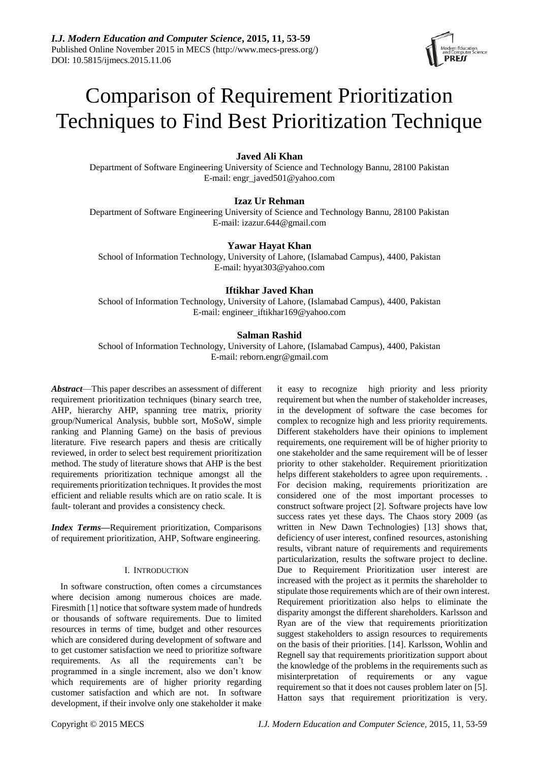# Comparison of Requirement Prioritization Techniques to Find Best Prioritization Technique

**Javed Ali Khan**

Department of Software Engineering University of Science and Technology Bannu, 28100 Pakistan
E-mail: engr_javed501@yahoo.com

**Izaz Ur Rehman**

Department of Software Engineering University of Science and Technology Bannu, 28100 Pakistan
E-mail: izazur.644@gmail.com

**Yawar Hayat Khan**

School of Information Technology, University of Lahore, (Islamabad Campus), 4400, Pakistan
E-mail: hyyat303@yahoo.com

**Iftikhar Javed Khan**

School of Information Technology, University of Lahore, (Islamabad Campus), 4400, Pakistan
E-mail: engineer_iftikhar169@yahoo.com

**Salman Rashid**

School of Information Technology, University of Lahore, (Islamabad Campus), 4400, Pakistan
E-mail: reborn.engr@gmail.com

***Abstract*****—**This paper describes an assessment of different requirement prioritization techniques (binary search tree, AHP, hierarchy AHP, spanning tree matrix, priority group/Numerical Analysis, bubble sort, MoSoW, simple ranking and Planning Game) on the basis of previous literature. Five research papers and thesis are critically reviewed, in order to select best requirement prioritization method. The study of literature shows that AHP is the best requirements prioritization technique amongst all the requirements prioritization techniques. It provides the most efficient and reliable results which are on ratio scale. It is fault- tolerant and provides a consistency check.

***Index Terms*****—**Requirement prioritization, Comparisons of requirement prioritization, AHP, Software engineering.

## I. Introduction

In software construction, often comes a circumstances where decision among numerous choices are made. Firesmith [1] notice that software system made of hundreds or thousands of software requirements. Due to limited resources in terms of time, budget and other resources which are considered during development of software and to get customer satisfaction we need to prioritize software requirements. As all the requirements can't be programmed in a single increment, also we don't know which requirements are of higher priority regarding customer satisfaction and which are not. In software development, if their involve only one stakeholder it make it easy to recognize high priority and less priority requirement but when the number of stakeholder increases, in the development of software the case becomes for complex to recognize high and less priority requirements. Different stakeholders have their opinions to implement requirements, one requirement will be of higher priority to one stakeholder and the same requirement will be of lesser priority to other stakeholder. Requirement prioritization helps different stakeholders to agree upon requirements. . For decision making, requirements prioritization are considered one of the most important processes to construct software project [2]. Software projects have low success rates yet these days. The Chaos story 2009 (as written in New Dawn Technologies) [13] shows that, deficiency of user interest, confined resources, astonishing results, vibrant nature of requirements and requirements particularization, results the software project to decline. Due to Requirement Prioritization user interest are increased with the project as it permits the shareholder to stipulate those requirements which are of their own interest. Requirement prioritization also helps to eliminate the disparity amongst the different shareholders. Karlsson and Ryan are of the view that requirements prioritization suggest stakeholders to assign resources to requirements on the basis of their priorities. [14]. Karlsson, Wohlin and Regnell say that requirements prioritization support about the knowledge of the problems in the requirements such as misinterpretation of requirements or any vague requirement so that it does not causes problem later on [5]. Hatton says that requirement prioritization is very.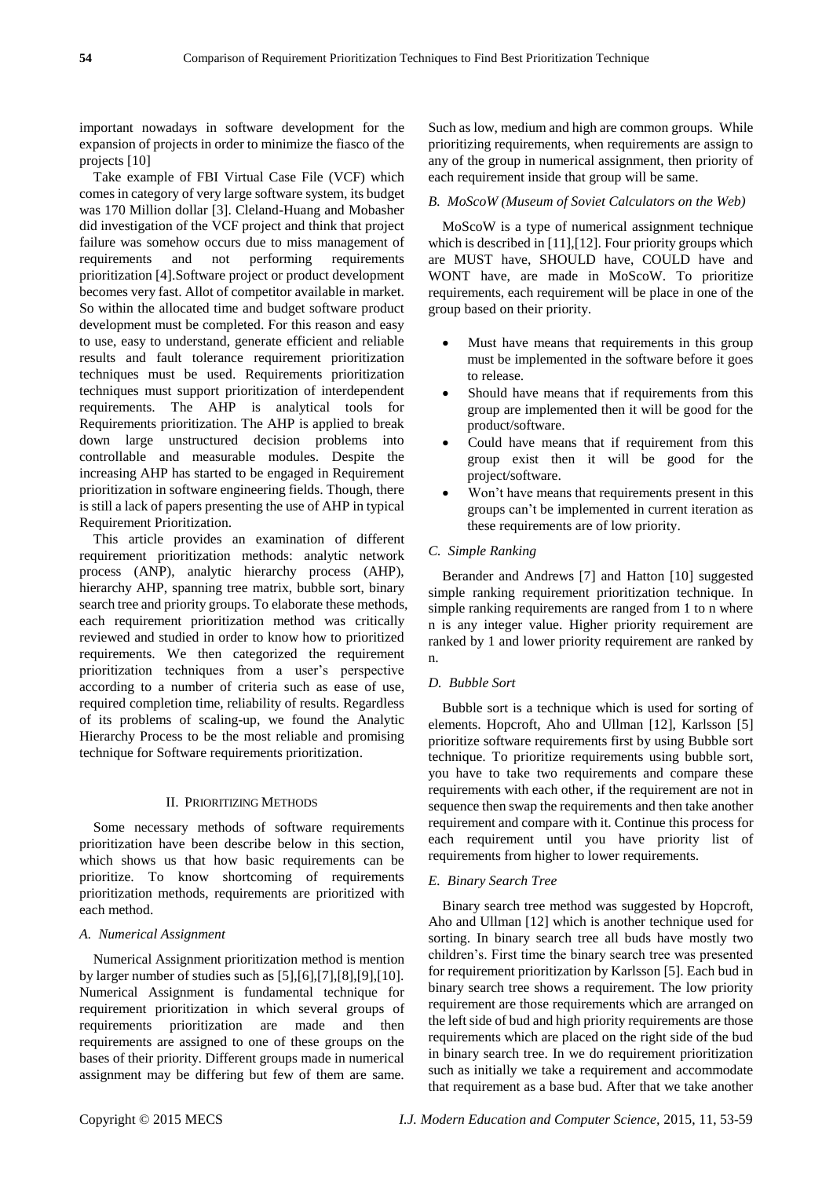important nowadays in software development for the expansion of projects in order to minimize the fiasco of the projects [10]

Take example of FBI Virtual Case File (VCF) which comes in category of very large software system, its budget was 170 Million dollar [3]. Cleland-Huang and Mobasher did investigation of the VCF project and think that project failure was somehow occurs due to miss management of requirements and not performing requirements prioritization [4].Software project or product development becomes very fast. Allot of competitor available in market. So within the allocated time and budget software product development must be completed. For this reason and easy to use, easy to understand, generate efficient and reliable results and fault tolerance requirement prioritization techniques must be used. Requirements prioritization techniques must support prioritization of interdependent requirements. The AHP is analytical tools for Requirements prioritization. The AHP is applied to break down large unstructured decision problems into controllable and measurable modules. Despite the increasing AHP has started to be engaged in Requirement prioritization in software engineering fields. Though, there is still a lack of papers presenting the use of AHP in typical Requirement Prioritization.

This article provides an examination of different requirement prioritization methods: analytic network process (ANP), analytic hierarchy process (AHP), hierarchy AHP, spanning tree matrix, bubble sort, binary search tree and priority groups. To elaborate these methods, each requirement prioritization method was critically reviewed and studied in order to know how to prioritized requirements. We then categorized the requirement prioritization techniques from a user's perspective according to a number of criteria such as ease of use, required completion time, reliability of results. Regardless of its problems of scaling-up, we found the Analytic Hierarchy Process to be the most reliable and promising technique for Software requirements prioritization.

## II. Prioritizing Methods

Some necessary methods of software requirements prioritization have been describe below in this section, which shows us that how basic requirements can be prioritize. To know shortcoming of requirements prioritization methods, requirements are prioritized with each method.

### *A. Numerical Assignment*

Numerical Assignment prioritization method is mention by larger number of studies such as [5],[6],[7],[8],[9],[10]. Numerical Assignment is fundamental technique for requirement prioritization in which several groups of requirements prioritization are made and then requirements are assigned to one of these groups on the bases of their priority. Different groups made in numerical assignment may be differing but few of them are same. Such as low, medium and high are common groups. While prioritizing requirements, when requirements are assign to any of the group in numerical assignment, then priority of each requirement inside that group will be same.

### *B. MoScoW (Museum of Soviet Calculators on the Web)*

MoScoW is a type of numerical assignment technique which is described in [11],[12]. Four priority groups which are MUST have, SHOULD have, COULD have and WONT have, are made in MoScoW. To prioritize requirements, each requirement will be place in one of the group based on their priority.

- Must have means that requirements in this group must be implemented in the software before it goes to release.
- Should have means that if requirements from this group are implemented then it will be good for the product/software.
- Could have means that if requirement from this group exist then it will be good for the project/software.
- Won't have means that requirements present in this groups can't be implemented in current iteration as these requirements are of low priority.

### *C. Simple Ranking*

Berander and Andrews [7] and Hatton [10] suggested simple ranking requirement prioritization technique. In simple ranking requirements are ranged from 1 to n where n is any integer value. Higher priority requirement are ranked by 1 and lower priority requirement are ranked by n.

### *D. Bubble Sort*

Bubble sort is a technique which is used for sorting of elements. Hopcroft, Aho and Ullman [12], Karlsson [5] prioritize software requirements first by using Bubble sort technique. To prioritize requirements using bubble sort, you have to take two requirements and compare these requirements with each other, if the requirement are not in sequence then swap the requirements and then take another requirement and compare with it. Continue this process for each requirement until you have priority list of requirements from higher to lower requirements.

### *E. Binary Search Tree*

Binary search tree method was suggested by Hopcroft, Aho and Ullman [12] which is another technique used for sorting. In binary search tree all buds have mostly two children's. First time the binary search tree was presented for requirement prioritization by Karlsson [5]. Each bud in binary search tree shows a requirement. The low priority requirement are those requirements which are arranged on the left side of bud and high priority requirements are those requirements which are placed on the right side of the bud in binary search tree. In we do requirement prioritization such as initially we take a requirement and accommodate that requirement as a base bud. After that we take another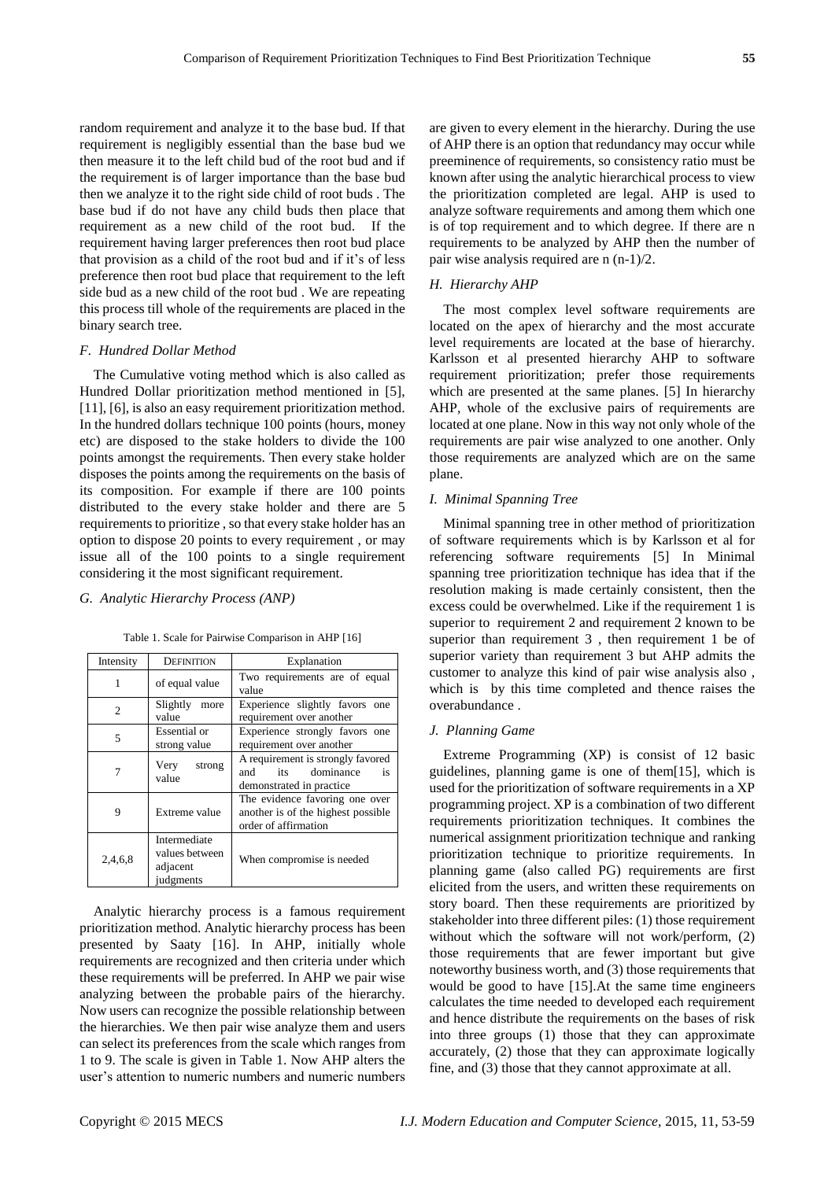random requirement and analyze it to the base bud. If that requirement is negligibly essential than the base bud we then measure it to the left child bud of the root bud and if the requirement is of larger importance than the base bud then we analyze it to the right side child of root buds . The base bud if do not have any child buds then place that requirement as a new child of the root bud. If the requirement having larger preferences then root bud place that provision as a child of the root bud and if it's of less preference then root bud place that requirement to the left side bud as a new child of the root bud . We are repeating this process till whole of the requirements are placed in the binary search tree.

### *F. Hundred Dollar Method*

The Cumulative voting method which is also called as Hundred Dollar prioritization method mentioned in [5], [11], [6], is also an easy requirement prioritization method. In the hundred dollars technique 100 points (hours, money etc) are disposed to the stake holders to divide the 100 points amongst the requirements. Then every stake holder disposes the points among the requirements on the basis of its composition. For example if there are 100 points distributed to the every stake holder and there are 5 requirements to prioritize , so that every stake holder has an option to dispose 20 points to every requirement , or may issue all of the 100 points to a single requirement considering it the most significant requirement.

### *G. Analytic Hierarchy Process (ANP)*

Table 1. Scale for Pairwise Comparison in AHP [16]

| Intensity | DEFINITION | Explanation |
|---|---|---|
| 1 | of equal value | Two requirements are of equal value |
| 2 | Slightly more value | Experience slightly favors one requirement over another |
| 5 | Essential or strong value | Experience strongly favors one requirement over another |
| 7 | Very strong value | A requirement is strongly favored and its dominance is demonstrated in practice |
| 9 | Extreme value | The evidence favoring one over another is of the highest possible order of affirmation |
| 2,4,6,8 | Intermediate values between adjacent judgments | When compromise is needed |

Analytic hierarchy process is a famous requirement prioritization method. Analytic hierarchy process has been presented by Saaty [16]. In AHP, initially whole requirements are recognized and then criteria under which these requirements will be preferred. In AHP we pair wise analyzing between the probable pairs of the hierarchy. Now users can recognize the possible relationship between the hierarchies. We then pair wise analyze them and users can select its preferences from the scale which ranges from 1 to 9. The scale is given in Table 1. Now AHP alters the user's attention to numeric numbers and numeric numbers are given to every element in the hierarchy. During the use of AHP there is an option that redundancy may occur while preeminence of requirements, so consistency ratio must be known after using the analytic hierarchical process to view the prioritization completed are legal. AHP is used to analyze software requirements and among them which one is of top requirement and to which degree. If there are n requirements to be analyzed by AHP then the number of pair wise analysis required are n (n-1)/2.

### *H. Hierarchy AHP*

The most complex level software requirements are located on the apex of hierarchy and the most accurate level requirements are located at the base of hierarchy. Karlsson et al presented hierarchy AHP to software requirement prioritization; prefer those requirements which are presented at the same planes. [5] In hierarchy AHP, whole of the exclusive pairs of requirements are located at one plane. Now in this way not only whole of the requirements are pair wise analyzed to one another. Only those requirements are analyzed which are on the same plane.

### *I. Minimal Spanning Tree*

Minimal spanning tree in other method of prioritization of software requirements which is by Karlsson et al for referencing software requirements [5] In Minimal spanning tree prioritization technique has idea that if the resolution making is made certainly consistent, then the excess could be overwhelmed. Like if the requirement 1 is superior to requirement 2 and requirement 2 known to be superior than requirement 3 , then requirement 1 be of superior variety than requirement 3 but AHP admits the customer to analyze this kind of pair wise analysis also , which is by this time completed and thence raises the overabundance .

### *J. Planning Game*

Extreme Programming (XP) is consist of 12 basic guidelines, planning game is one of them[15], which is used for the prioritization of software requirements in a XP programming project. XP is a combination of two different requirements prioritization techniques. It combines the numerical assignment prioritization technique and ranking prioritization technique to prioritize requirements. In planning game (also called PG) requirements are first elicited from the users, and written these requirements on story board. Then these requirements are prioritized by stakeholder into three different piles: (1) those requirement without which the software will not work/perform, (2) those requirements that are fewer important but give noteworthy business worth, and (3) those requirements that would be good to have [15].At the same time engineers calculates the time needed to developed each requirement and hence distribute the requirements on the bases of risk into three groups (1) those that they can approximate accurately, (2) those that they can approximate logically fine, and (3) those that they cannot approximate at all.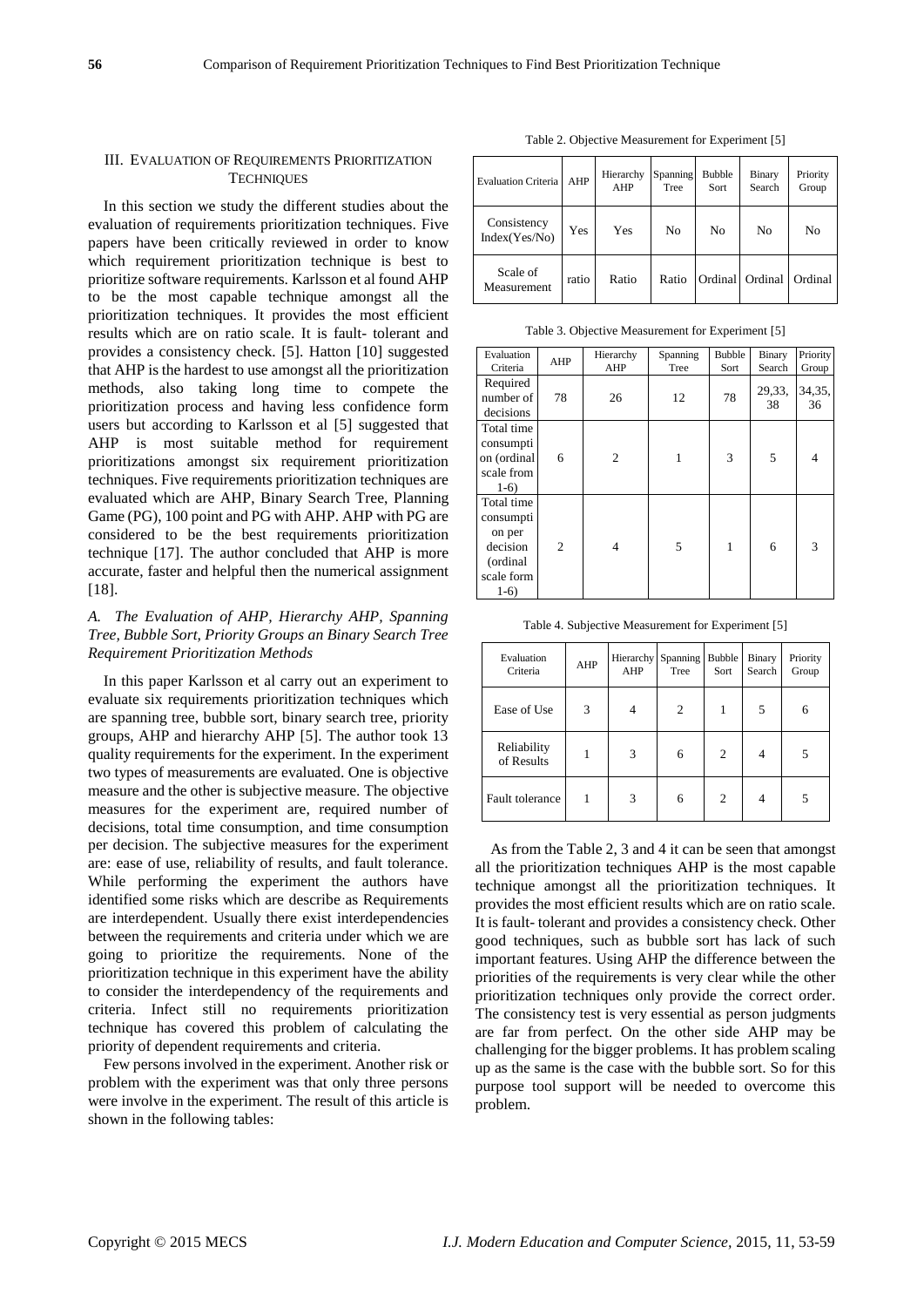## III. Evaluation of Requirements Prioritization Techniques

In this section we study the different studies about the evaluation of requirements prioritization techniques. Five papers have been critically reviewed in order to know which requirement prioritization technique is best to prioritize software requirements. Karlsson et al found AHP to be the most capable technique amongst all the prioritization techniques. It provides the most efficient results which are on ratio scale. It is fault- tolerant and provides a consistency check. [5]. Hatton [10] suggested that AHP is the hardest to use amongst all the prioritization methods, also taking long time to compete the prioritization process and having less confidence form users but according to Karlsson et al [5] suggested that AHP is most suitable method for requirement prioritizations amongst six requirement prioritization techniques. Five requirements prioritization techniques are evaluated which are AHP, Binary Search Tree, Planning Game (PG), 100 point and PG with AHP. AHP with PG are considered to be the best requirements prioritization technique [17]. The author concluded that AHP is more accurate, faster and helpful then the numerical assignment [18].

### *A. The Evaluation of AHP, Hierarchy AHP, Spanning Tree, Bubble Sort, Priority Groups an Binary Search Tree Requirement Prioritization Methods*

In this paper Karlsson et al carry out an experiment to evaluate six requirements prioritization techniques which are spanning tree, bubble sort, binary search tree, priority groups, AHP and hierarchy AHP [5]. The author took 13 quality requirements for the experiment. In the experiment two types of measurements are evaluated. One is objective measure and the other is subjective measure. The objective measures for the experiment are, required number of decisions, total time consumption, and time consumption per decision. The subjective measures for the experiment are: ease of use, reliability of results, and fault tolerance. While performing the experiment the authors have identified some risks which are describe as Requirements are interdependent. Usually there exist interdependencies between the requirements and criteria under which we are going to prioritize the requirements. None of the prioritization technique in this experiment have the ability to consider the interdependency of the requirements and criteria. Infect still no requirements prioritization technique has covered this problem of calculating the priority of dependent requirements and criteria.

Few persons involved in the experiment. Another risk or problem with the experiment was that only three persons were involve in the experiment. The result of this article is shown in the following tables:

Table 2. Objective Measurement for Experiment [5]

| Evaluation Criteria | AHP | Hierarchy AHP | Spanning Tree | Bubble Sort | Binary Search | Priority Group |
|---|---|---|---|---|---|---|
| Consistency Index(Yes/No) | Yes | Yes | No | No | No | No |
| Scale of Measurement | ratio | Ratio | Ratio | Ordinal | Ordinal | Ordinal |

Table 3. Objective Measurement for Experiment [5]

| Evaluation Criteria | AHP | Hierarchy AHP | Spanning Tree | Bubble Sort | Binary Search | Priority Group |
|---|---|---|---|---|---|---|
| Required number of decisions | 78 | 26 | 12 | 78 | 29,33, 38 | 34,35, 36 |
| Total time consumption (ordinal scale from 1-6) | 6 | 2 | 1 | 3 | 5 | 4 |
| Total time consumption per decision (ordinal scale form 1-6) | 2 | 4 | 5 | 1 | 6 | 3 |

Table 4. Subjective Measurement for Experiment [5]

| Evaluation Criteria | AHP | Hierarchy AHP | Spanning Tree | Bubble Sort | Binary Search | Priority Group |
|---|---|---|---|---|---|---|
| Ease of Use | 3 | 4 | 2 | 1 | 5 | 6 |
| Reliability of Results | 1 | 3 | 6 | 2 | 4 | 5 |
| Fault tolerance | 1 | 3 | 6 | 2 | 4 | 5 |

As from the Table 2, 3 and 4 it can be seen that amongst all the prioritization techniques AHP is the most capable technique amongst all the prioritization techniques. It provides the most efficient results which are on ratio scale. It is fault- tolerant and provides a consistency check. Other good techniques, such as bubble sort has lack of such important features. Using AHP the difference between the priorities of the requirements is very clear while the other prioritization techniques only provide the correct order. The consistency test is very essential as person judgments are far from perfect. On the other side AHP may be challenging for the bigger problems. It has problem scaling up as the same is the case with the bubble sort. So for this purpose tool support will be needed to overcome this problem.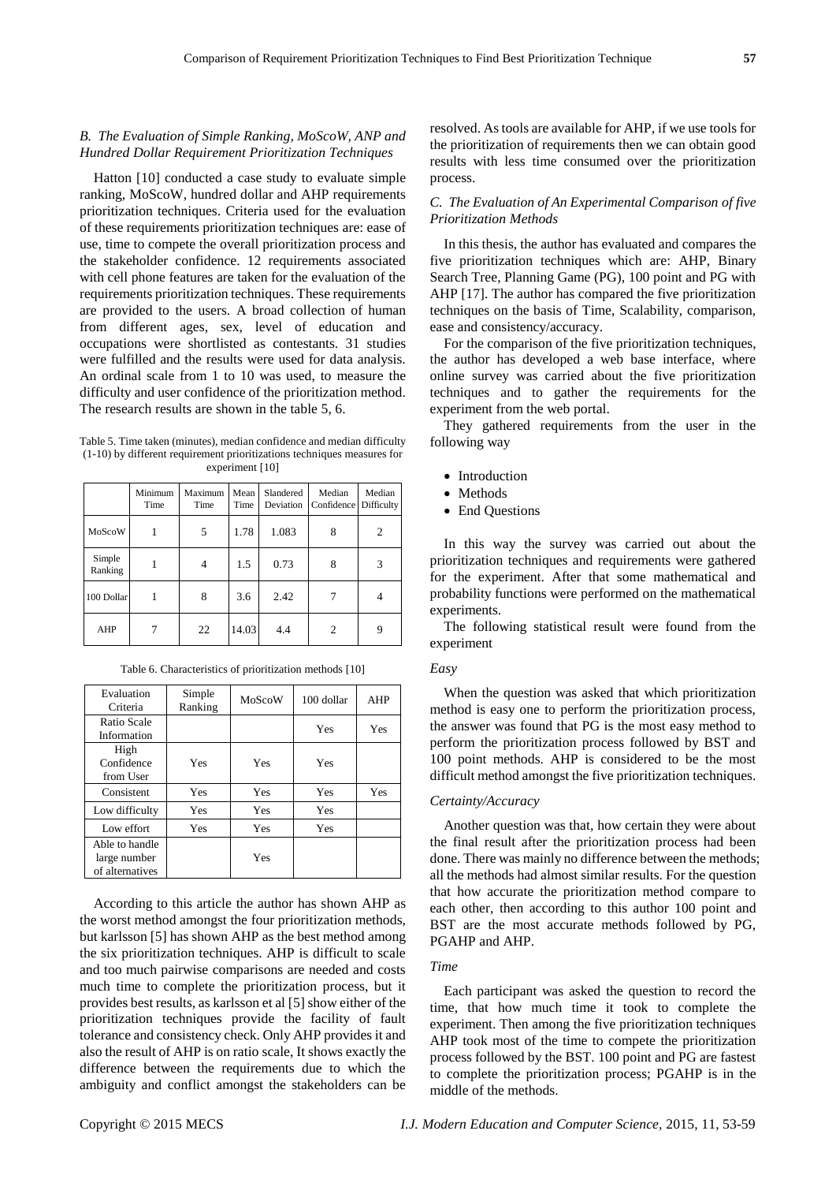### B. The Evaluation of Simple Ranking, MoScoW, ANP and Hundred Dollar Requirement Prioritization Techniques

Hatton [10] conducted a case study to evaluate simple ranking, MoScoW, hundred dollar and AHP requirements prioritization techniques. Criteria used for the evaluation of these requirements prioritization techniques are: ease of use, time to compete the overall prioritization process and the stakeholder confidence. 12 requirements associated with cell phone features are taken for the evaluation of the requirements prioritization techniques. These requirements are provided to the users. A broad collection of human from different ages, sex, level of education and occupations were shortlisted as contestants. 31 studies were fulfilled and the results were used for data analysis. An ordinal scale from 1 to 10 was used, to measure the difficulty and user confidence of the prioritization method. The research results are shown in the table 5, 6.

Table 5. Time taken (minutes), median confidence and median difficulty (1-10) by different requirement prioritizations techniques measures for experiment [10]

| | Minimum Time | Maximum Time | Mean Time | Slandered Deviation | Median Confidence | Median Difficulty |
|---|---|---|---|---|---|---|
| MoScoW | 1 | 5 | 1.78 | 1.083 | 8 | 2 |
| Simple Ranking | 1 | 4 | 1.5 | 0.73 | 8 | 3 |
| 100 Dollar | 1 | 8 | 3.6 | 2.42 | 7 | 4 |
| AHP | 7 | 22 | 14.03 | 4.4 | 2 | 9 |

Table 6. Characteristics of prioritization methods [10]

| Evaluation Criteria | Simple Ranking | MoScoW | 100 dollar | AHP |
|---|---|---|---|---|
| Ratio Scale Information | | | Yes | Yes |
| High Confidence from User | Yes | Yes | Yes | |
| Consistent | Yes | Yes | Yes | Yes |
| Low difficulty | Yes | Yes | Yes | |
| Low effort | Yes | Yes | Yes | |
| Able to handle large number of alternatives | | Yes | | |

According to this article the author has shown AHP as the worst method amongst the four prioritization methods, but karlsson [5] has shown AHP as the best method among the six prioritization techniques. AHP is difficult to scale and too much pairwise comparisons are needed and costs much time to complete the prioritization process, but it provides best results, as karlsson et al [5] show either of the prioritization techniques provide the facility of fault tolerance and consistency check. Only AHP provides it and also the result of AHP is on ratio scale, It shows exactly the difference between the requirements due to which the ambiguity and conflict amongst the stakeholders can be resolved. As tools are available for AHP, if we use tools for the prioritization of requirements then we can obtain good results with less time consumed over the prioritization process.

### C. The Evaluation of An Experimental Comparison of five Prioritization Methods

In this thesis, the author has evaluated and compares the five prioritization techniques which are: AHP, Binary Search Tree, Planning Game (PG), 100 point and PG with AHP [17]. The author has compared the five prioritization techniques on the basis of Time, Scalability, comparison, ease and consistency/accuracy.

For the comparison of the five prioritization techniques, the author has developed a web base interface, where online survey was carried about the five prioritization techniques and to gather the requirements for the experiment from the web portal.

They gathered requirements from the user in the following way

- Introduction
- Methods
- End Questions

In this way the survey was carried out about the prioritization techniques and requirements were gathered for the experiment. After that some mathematical and probability functions were performed on the mathematical experiments.

The following statistical result were found from the experiment

*Easy*

When the question was asked that which prioritization method is easy one to perform the prioritization process, the answer was found that PG is the most easy method to perform the prioritization process followed by BST and 100 point methods. AHP is considered to be the most difficult method amongst the five prioritization techniques.

*Certainty/Accuracy*

Another question was that, how certain they were about the final result after the prioritization process had been done. There was mainly no difference between the methods; all the methods had almost similar results. For the question that how accurate the prioritization method compare to each other, then according to this author 100 point and BST are the most accurate methods followed by PG, PGAHP and AHP.

*Time*

Each participant was asked the question to record the time, that how much time it took to complete the experiment. Then among the five prioritization techniques AHP took most of the time to compete the prioritization process followed by the BST. 100 point and PG are fastest to complete the prioritization process; PGAHP is in the middle of the methods.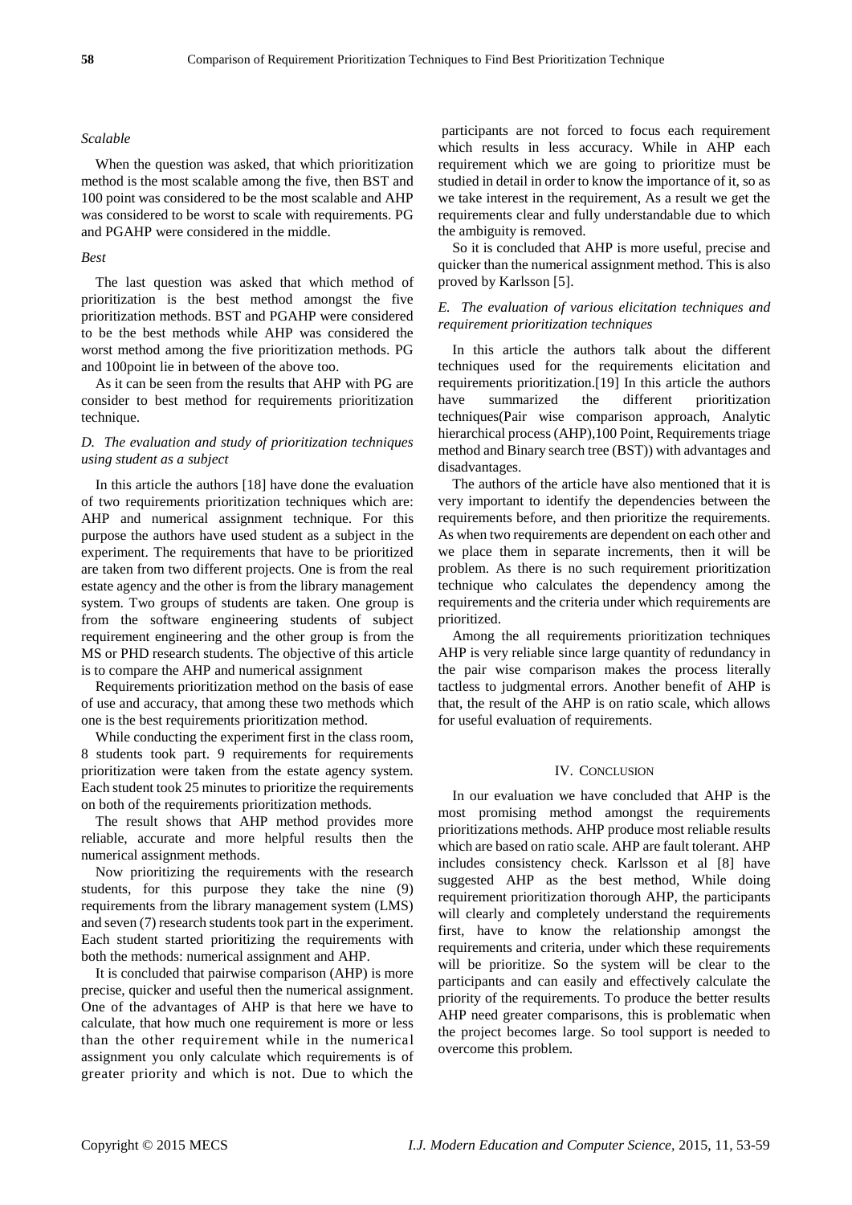*Scalable*

When the question was asked, that which prioritization method is the most scalable among the five, then BST and 100 point was considered to be the most scalable and AHP was considered to be worst to scale with requirements. PG and PGAHP were considered in the middle.

*Best*

The last question was asked that which method of prioritization is the best method amongst the five prioritization methods. BST and PGAHP were considered to be the best methods while AHP was considered the worst method among the five prioritization methods. PG and 100point lie in between of the above too.

As it can be seen from the results that AHP with PG are consider to best method for requirements prioritization technique.

### *D. The evaluation and study of prioritization techniques using student as a subject*

In this article the authors [18] have done the evaluation of two requirements prioritization techniques which are: AHP and numerical assignment technique. For this purpose the authors have used student as a subject in the experiment. The requirements that have to be prioritized are taken from two different projects. One is from the real estate agency and the other is from the library management system. Two groups of students are taken. One group is from the software engineering students of subject requirement engineering and the other group is from the MS or PHD research students. The objective of this article is to compare the AHP and numerical assignment

Requirements prioritization method on the basis of ease of use and accuracy, that among these two methods which one is the best requirements prioritization method.

While conducting the experiment first in the class room, 8 students took part. 9 requirements for requirements prioritization were taken from the estate agency system. Each student took 25 minutes to prioritize the requirements on both of the requirements prioritization methods.

The result shows that AHP method provides more reliable, accurate and more helpful results then the numerical assignment methods.

Now prioritizing the requirements with the research students, for this purpose they take the nine (9) requirements from the library management system (LMS) and seven (7) research students took part in the experiment. Each student started prioritizing the requirements with both the methods: numerical assignment and AHP.

It is concluded that pairwise comparison (AHP) is more precise, quicker and useful then the numerical assignment. One of the advantages of AHP is that here we have to calculate, that how much one requirement is more or less than the other requirement while in the numerical assignment you only calculate which requirements is of greater priority and which is not. Due to which the participants are not forced to focus each requirement which results in less accuracy. While in AHP each requirement which we are going to prioritize must be studied in detail in order to know the importance of it, so as we take interest in the requirement, As a result we get the requirements clear and fully understandable due to which the ambiguity is removed.

So it is concluded that AHP is more useful, precise and quicker than the numerical assignment method. This is also proved by Karlsson [5].

### *E. The evaluation of various elicitation techniques and requirement prioritization techniques*

In this article the authors talk about the different techniques used for the requirements elicitation and requirements prioritization.[19] In this article the authors have summarized the different prioritization techniques(Pair wise comparison approach, Analytic hierarchical process (AHP),100 Point, Requirements triage method and Binary search tree (BST)) with advantages and disadvantages.

The authors of the article have also mentioned that it is very important to identify the dependencies between the requirements before, and then prioritize the requirements. As when two requirements are dependent on each other and we place them in separate increments, then it will be problem. As there is no such requirement prioritization technique who calculates the dependency among the requirements and the criteria under which requirements are prioritized.

Among the all requirements prioritization techniques AHP is very reliable since large quantity of redundancy in the pair wise comparison makes the process literally tactless to judgmental errors. Another benefit of AHP is that, the result of the AHP is on ratio scale, which allows for useful evaluation of requirements.

## IV. Conclusion

In our evaluation we have concluded that AHP is the most promising method amongst the requirements prioritizations methods. AHP produce most reliable results which are based on ratio scale. AHP are fault tolerant. AHP includes consistency check. Karlsson et al [8] have suggested AHP as the best method, While doing requirement prioritization thorough AHP, the participants will clearly and completely understand the requirements first, have to know the relationship amongst the requirements and criteria, under which these requirements will be prioritize. So the system will be clear to the participants and can easily and effectively calculate the priority of the requirements. To produce the better results AHP need greater comparisons, this is problematic when the project becomes large. So tool support is needed to overcome this problem.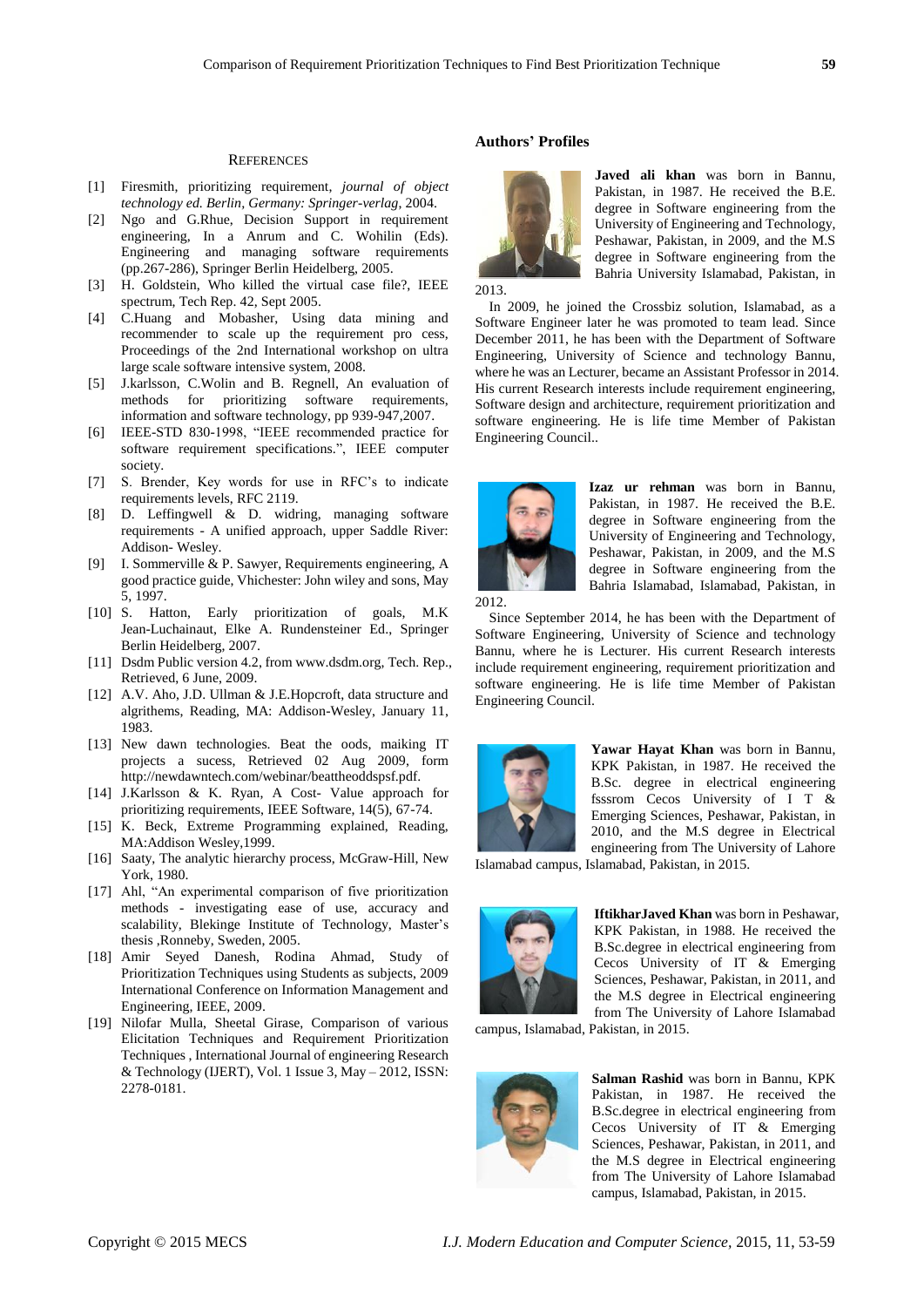## References

[1] Firesmith, prioritizing requirement, *journal of object technology ed. Berlin, Germany: Springer-verlag*, 2004.

[2] Ngo and G.Rhue, Decision Support in requirement engineering, In a Anrum and C. Wohilin (Eds). Engineering and managing software requirements (pp.267-286), Springer Berlin Heidelberg, 2005.

[3] H. Goldstein, Who killed the virtual case file?, IEEE spectrum, Tech Rep. 42, Sept 2005.

[4] C.Huang and Mobasher, Using data mining and recommender to scale up the requirement pro cess, Proceedings of the 2nd International workshop on ultra large scale software intensive system, 2008.

[5] J.karlsson, C.Wolin and B. Regnell, An evaluation of methods for prioritizing software requirements, information and software technology, pp 939-947,2007.

[6] IEEE-STD 830-1998, "IEEE recommended practice for software requirement specifications.", IEEE computer society.

[7] S. Brender, Key words for use in RFC's to indicate requirements levels, RFC 2119.

[8] D. Leffingwell & D. widring, managing software requirements - A unified approach, upper Saddle River: Addison- Wesley.

[9] I. Sommerville & P. Sawyer, Requirements engineering, A good practice guide, Vhichester: John wiley and sons, May 5, 1997.

[10] S. Hatton, Early prioritization of goals, M.K Jean-Luchainaut, Elke A. Rundensteiner Ed., Springer Berlin Heidelberg, 2007.

[11] Dsdm Public version 4.2, from www.dsdm.org, Tech. Rep., Retrieved, 6 June, 2009.

[12] A.V. Aho, J.D. Ullman & J.E.Hopcroft, data structure and algrithems, Reading, MA: Addison-Wesley, January 11, 1983.

[13] New dawn technologies. Beat the oods, maiking IT projects a sucess, Retrieved 02 Aug 2009, form http://newdawntech.com/webinar/beattheoddspsf.pdf.

[14] J.Karlsson & K. Ryan, A Cost- Value approach for prioritizing requirements, IEEE Software, 14(5), 67-74.

[15] K. Beck, Extreme Programming explained, Reading, MA:Addison Wesley,1999.

[16] Saaty, The analytic hierarchy process, McGraw-Hill, New York, 1980.

[17] Ahl, "An experimental comparison of five prioritization methods - investigating ease of use, accuracy and scalability, Blekinge Institute of Technology, Master's thesis ,Ronneby, Sweden, 2005.

[18] Amir Seyed Danesh, Rodina Ahmad, Study of Prioritization Techniques using Students as subjects, 2009 International Conference on Information Management and Engineering, IEEE, 2009.

[19] Nilofar Mulla, Sheetal Girase, Comparison of various Elicitation Techniques and Requirement Prioritization Techniques , International Journal of engineering Research & Technology (IJERT), Vol. 1 Issue 3, May – 2012, ISSN: 2278-0181.

## Authors' Profiles

**Javed ali khan** was born in Bannu, Pakistan, in 1987. He received the B.E. degree in Software engineering from the University of Engineering and Technology, Peshawar, Pakistan, in 2009, and the M.S degree in Software engineering from the Bahria University Islamabad, Pakistan, in 2013.

In 2009, he joined the Crossbiz solution, Islamabad, as a Software Engineer later he was promoted to team lead. Since December 2011, he has been with the Department of Software Engineering, University of Science and technology Bannu, where he was an Lecturer, became an Assistant Professor in 2014. His current Research interests include requirement engineering, Software design and architecture, requirement prioritization and software engineering. He is life time Member of Pakistan Engineering Council..

**Izaz ur rehman** was born in Bannu, Pakistan, in 1987. He received the B.E. degree in Software engineering from the University of Engineering and Technology, Peshawar, Pakistan, in 2009, and the M.S degree in Software engineering from the Bahria Islamabad, Islamabad, Pakistan, in 2012.

Since September 2014, he has been with the Department of Software Engineering, University of Science and technology Bannu, where he is Lecturer. His current Research interests include requirement engineering, requirement prioritization and software engineering. He is life time Member of Pakistan Engineering Council.

**Yawar Hayat Khan** was born in Bannu, KPK Pakistan, in 1987. He received the B.Sc. degree in electrical engineering fsssrom Cecos University of I T & Emerging Sciences, Peshawar, Pakistan, in 2010, and the M.S degree in Electrical engineering from The University of Lahore Islamabad campus, Islamabad, Pakistan, in 2015.

**IftikharJaved Khan** was born in Peshawar, KPK Pakistan, in 1988. He received the B.Sc.degree in electrical engineering from Cecos University of IT & Emerging Sciences, Peshawar, Pakistan, in 2011, and the M.S degree in Electrical engineering from The University of Lahore Islamabad campus, Islamabad, Pakistan, in 2015.

**Salman Rashid** was born in Bannu, KPK Pakistan, in 1987. He received the B.Sc.degree in electrical engineering from Cecos University of IT & Emerging Sciences, Peshawar, Pakistan, in 2011, and the M.S degree in Electrical engineering from The University of Lahore Islamabad campus, Islamabad, Pakistan, in 2015.